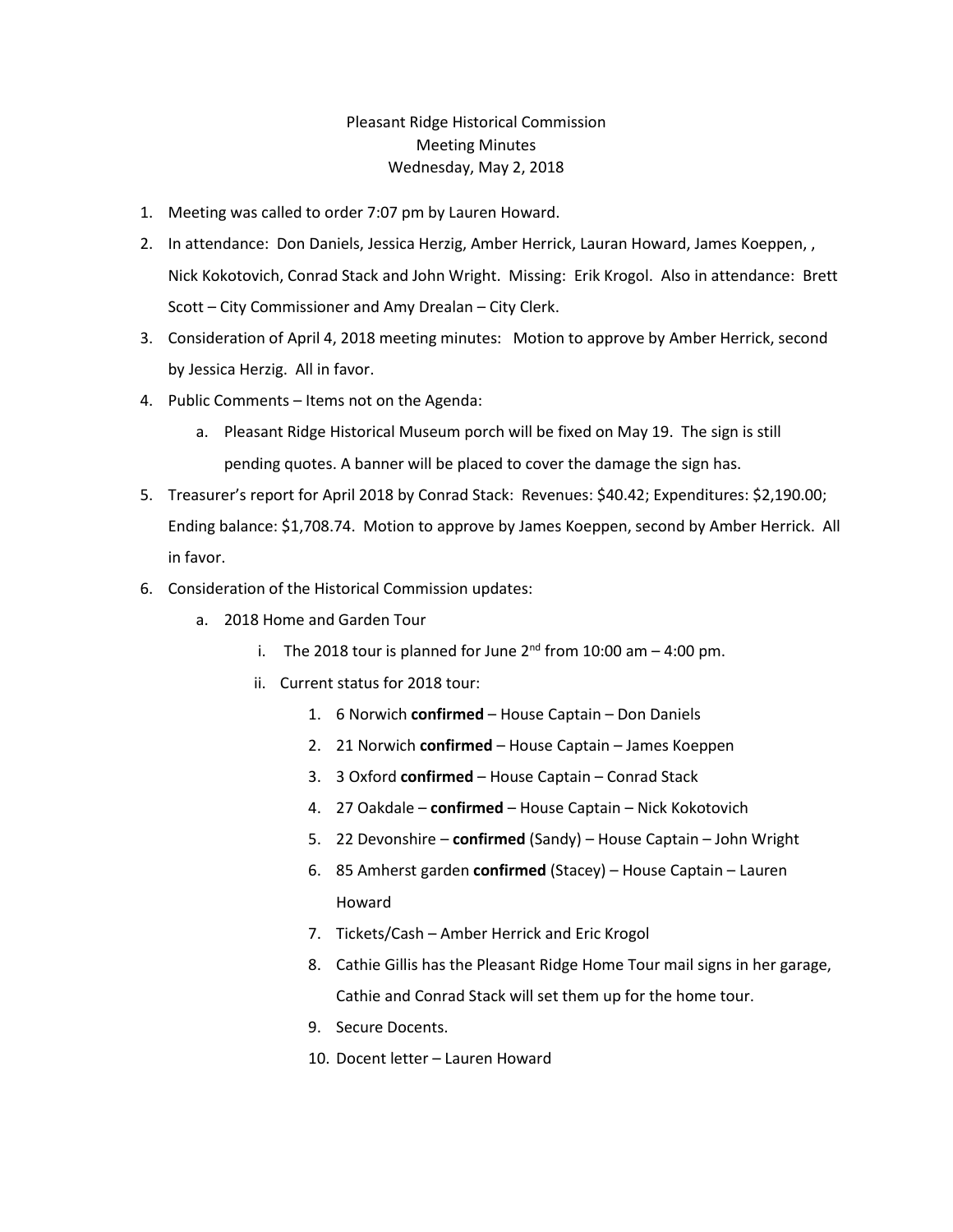Pleasant Ridge Historical Commission
Meeting Minutes
Wednesday, May 2, 2018

1. Meeting was called to order 7:07 pm by Lauren Howard.
2. In attendance: Don Daniels, Jessica Herzig, Amber Herrick, Lauran Howard, James Koeppen, , Nick Kokotovich, Conrad Stack and John Wright. Missing: Erik Krogol. Also in attendance: Brett Scott – City Commissioner and Amy Drealan – City Clerk.
3. Consideration of April 4, 2018 meeting minutes: Motion to approve by Amber Herrick, second by Jessica Herzig. All in favor.
4. Public Comments – Items not on the Agenda:
   a. Pleasant Ridge Historical Museum porch will be fixed on May 19. The sign is still pending quotes. A banner will be placed to cover the damage the sign has.
5. Treasurer's report for April 2018 by Conrad Stack: Revenues: $40.42; Expenditures: $2,190.00; Ending balance: $1,708.74. Motion to approve by James Koeppen, second by Amber Herrick. All in favor.
6. Consideration of the Historical Commission updates:
   a. 2018 Home and Garden Tour
      i. The 2018 tour is planned for June 2nd from 10:00 am – 4:00 pm.
      ii. Current status for 2018 tour:
         1. 6 Norwich **confirmed** – House Captain – Don Daniels
         2. 21 Norwich **confirmed** – House Captain – James Koeppen
         3. 3 Oxford **confirmed** – House Captain – Conrad Stack
         4. 27 Oakdale – **confirmed** – House Captain – Nick Kokotovich
         5. 22 Devonshire – **confirmed** (Sandy) – House Captain – John Wright
         6. 85 Amherst garden **confirmed** (Stacey) – House Captain – Lauren Howard
         7. Tickets/Cash – Amber Herrick and Eric Krogol
         8. Cathie Gillis has the Pleasant Ridge Home Tour mail signs in her garage, Cathie and Conrad Stack will set them up for the home tour.
         9. Secure Docents.
         10. Docent letter – Lauren Howard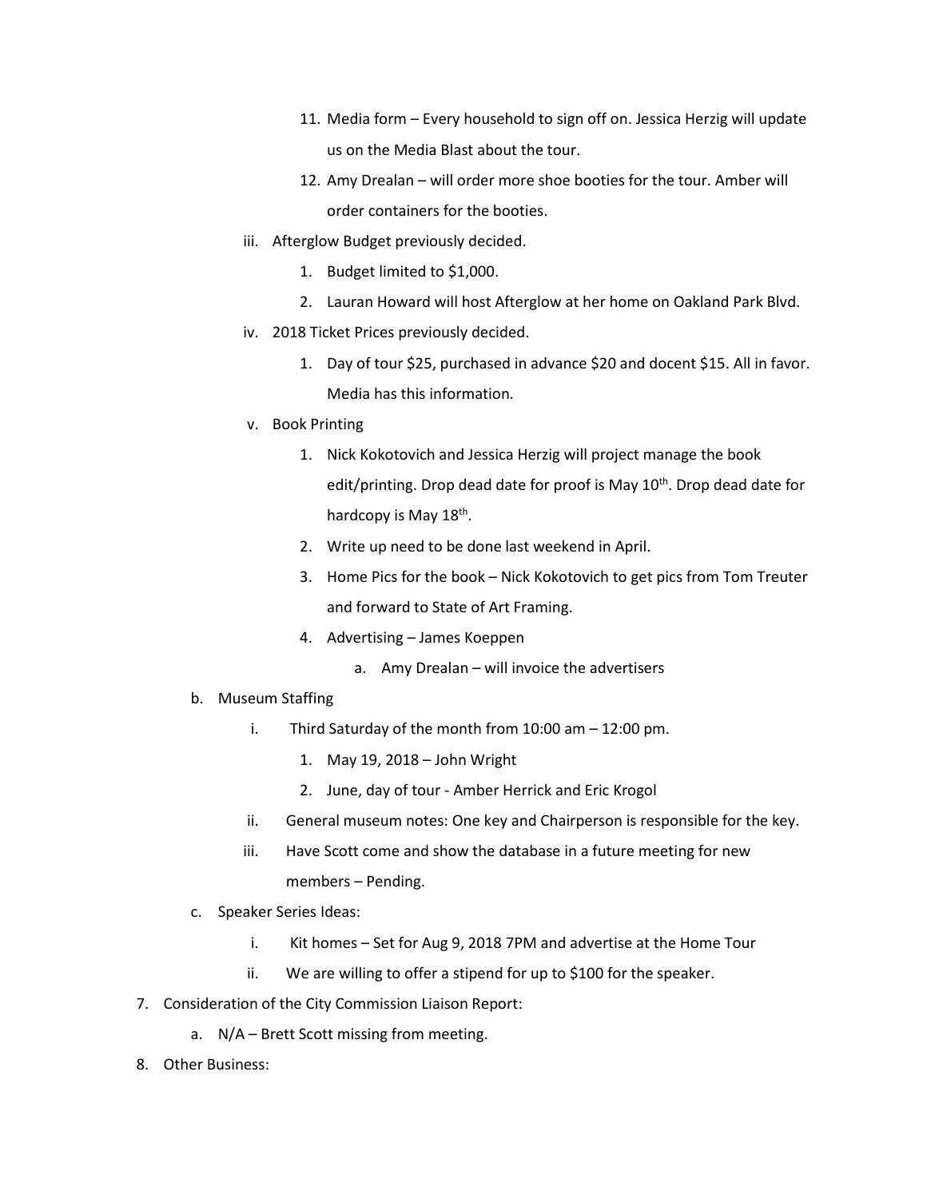11. Media form – Every household to sign off on. Jessica Herzig will update us on the Media Blast about the tour.
12. Amy Drealan – will order more shoe booties for the tour. Amber will order containers for the booties.

iii. Afterglow Budget previously decided.

1. Budget limited to $1,000.
2. Lauran Howard will host Afterglow at her home on Oakland Park Blvd.

iv. 2018 Ticket Prices previously decided.

1. Day of tour $25, purchased in advance $20 and docent $15. All in favor. Media has this information.

v. Book Printing

1. Nick Kokotovich and Jessica Herzig will project manage the book edit/printing. Drop dead date for proof is May 10th. Drop dead date for hardcopy is May 18th.
2. Write up need to be done last weekend in April.
3. Home Pics for the book – Nick Kokotovich to get pics from Tom Treuter and forward to State of Art Framing.
4. Advertising – James Koeppen
   a. Amy Drealan – will invoice the advertisers

b. Museum Staffing

i. Third Saturday of the month from 10:00 am – 12:00 pm.

1. May 19, 2018 – John Wright
2. June, day of tour - Amber Herrick and Eric Krogol

ii. General museum notes: One key and Chairperson is responsible for the key.

iii. Have Scott come and show the database in a future meeting for new members – Pending.

c. Speaker Series Ideas:

i. Kit homes – Set for Aug 9, 2018 7PM and advertise at the Home Tour

ii. We are willing to offer a stipend for up to $100 for the speaker.

7. Consideration of the City Commission Liaison Report:
   a. N/A – Brett Scott missing from meeting.
8. Other Business: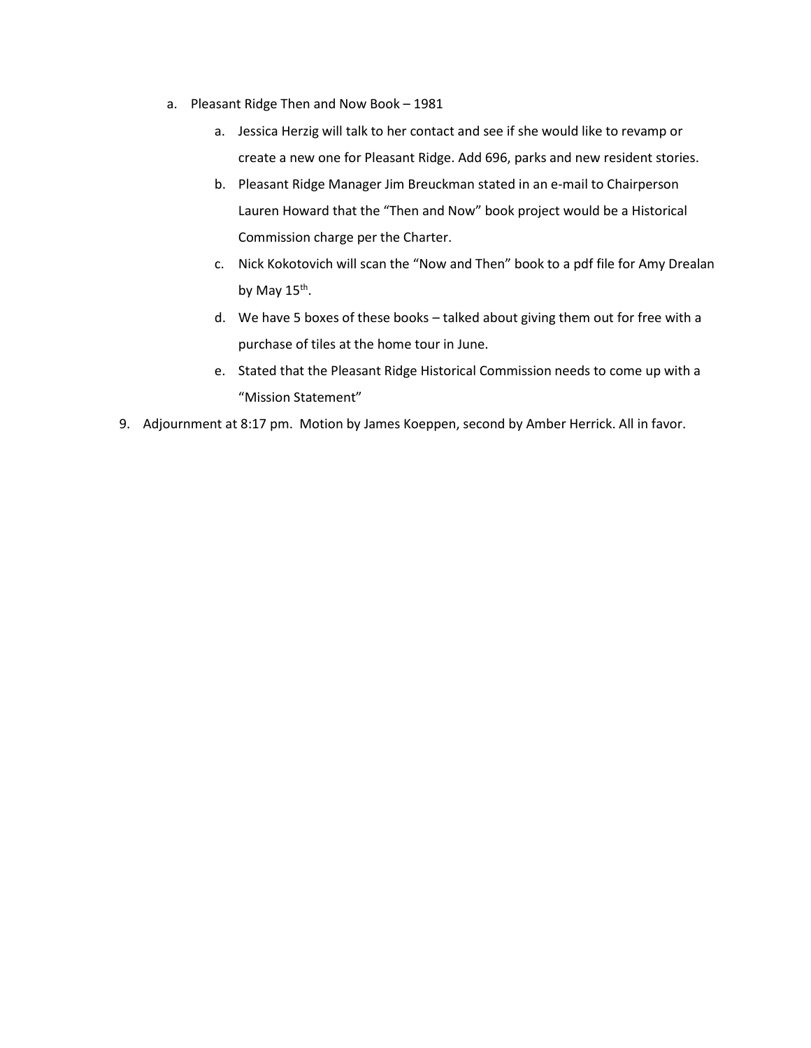a. Pleasant Ridge Then and Now Book – 1981

      a. Jessica Herzig will talk to her contact and see if she would like to revamp or create a new one for Pleasant Ridge. Add 696, parks and new resident stories.
      b. Pleasant Ridge Manager Jim Breuckman stated in an e-mail to Chairperson Lauren Howard that the "Then and Now" book project would be a Historical Commission charge per the Charter.
      c. Nick Kokotovich will scan the "Now and Then" book to a pdf file for Amy Drealan by May 15th.
      d. We have 5 boxes of these books – talked about giving them out for free with a purchase of tiles at the home tour in June.
      e. Stated that the Pleasant Ridge Historical Commission needs to come up with a "Mission Statement"

9. Adjournment at 8:17 pm. Motion by James Koeppen, second by Amber Herrick. All in favor.